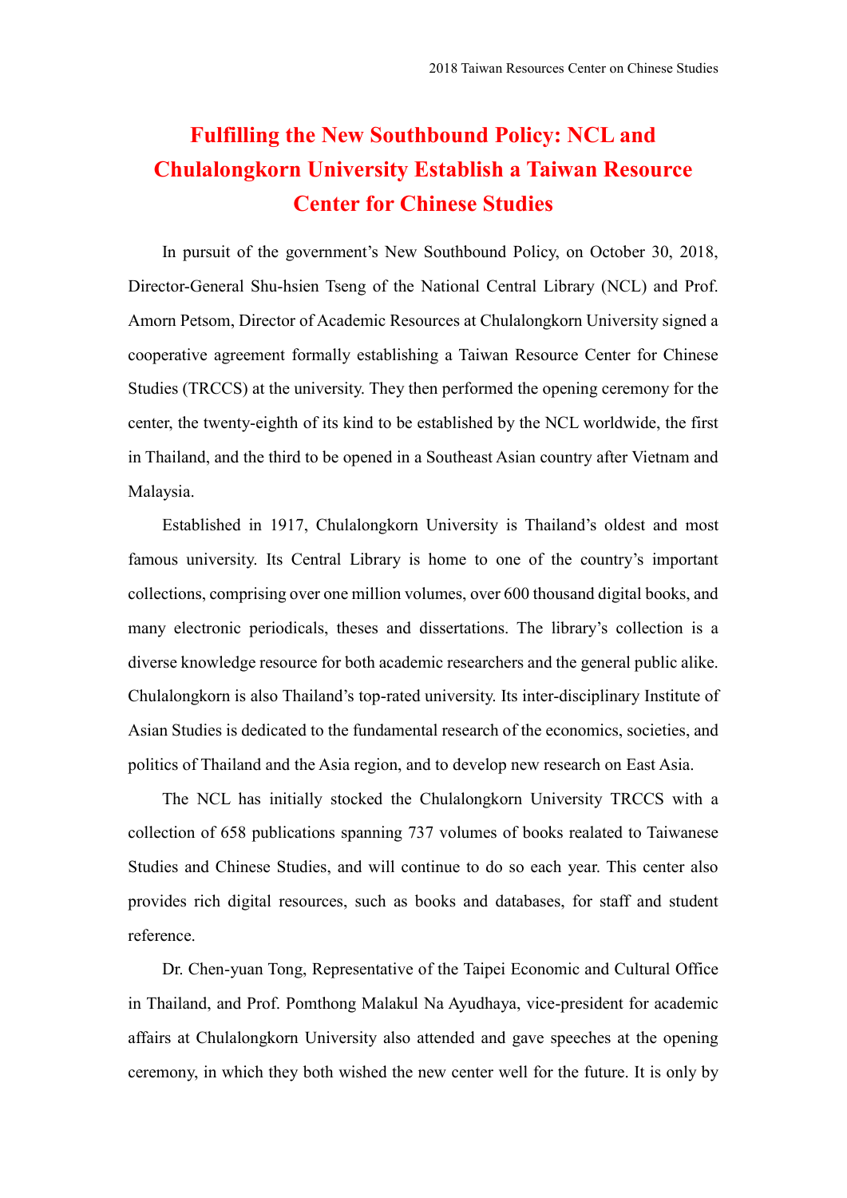# Fulfilling the New Southbound Policy: NCL and Chulalongkorn University Establish a Taiwan Resource Center for Chinese Studies

In pursuit of the government's New Southbound Policy, on October 30, 2018, Director-General Shu-hsien Tseng of the National Central Library (NCL) and Prof. Amorn Petsom, Director of Academic Resources at Chulalongkorn University signed a cooperative agreement formally establishing a Taiwan Resource Center for Chinese Studies (TRCCS) at the university. They then performed the opening ceremony for the center, the twenty-eighth of its kind to be established by the NCL worldwide, the first in Thailand, and the third to be opened in a Southeast Asian country after Vietnam and Malaysia.

Established in 1917, Chulalongkorn University is Thailand's oldest and most famous university. Its Central Library is home to one of the country's important collections, comprising over one million volumes, over 600 thousand digital books, and many electronic periodicals, theses and dissertations. The library's collection is a diverse knowledge resource for both academic researchers and the general public alike. Chulalongkorn is also Thailand's top-rated university. Its inter-disciplinary Institute of Asian Studies is dedicated to the fundamental research of the economics, societies, and politics of Thailand and the Asia region, and to develop new research on East Asia.

The NCL has initially stocked the Chulalongkorn University TRCCS with a collection of 658 publications spanning 737 volumes of books realated to Taiwanese Studies and Chinese Studies, and will continue to do so each year. This center also provides rich digital resources, such as books and databases, for staff and student reference.

Dr. Chen-yuan Tong, Representative of the Taipei Economic and Cultural Office in Thailand, and Prof. Pomthong Malakul Na Ayudhaya, vice-president for academic affairs at Chulalongkorn University also attended and gave speeches at the opening ceremony, in which they both wished the new center well for the future. It is only by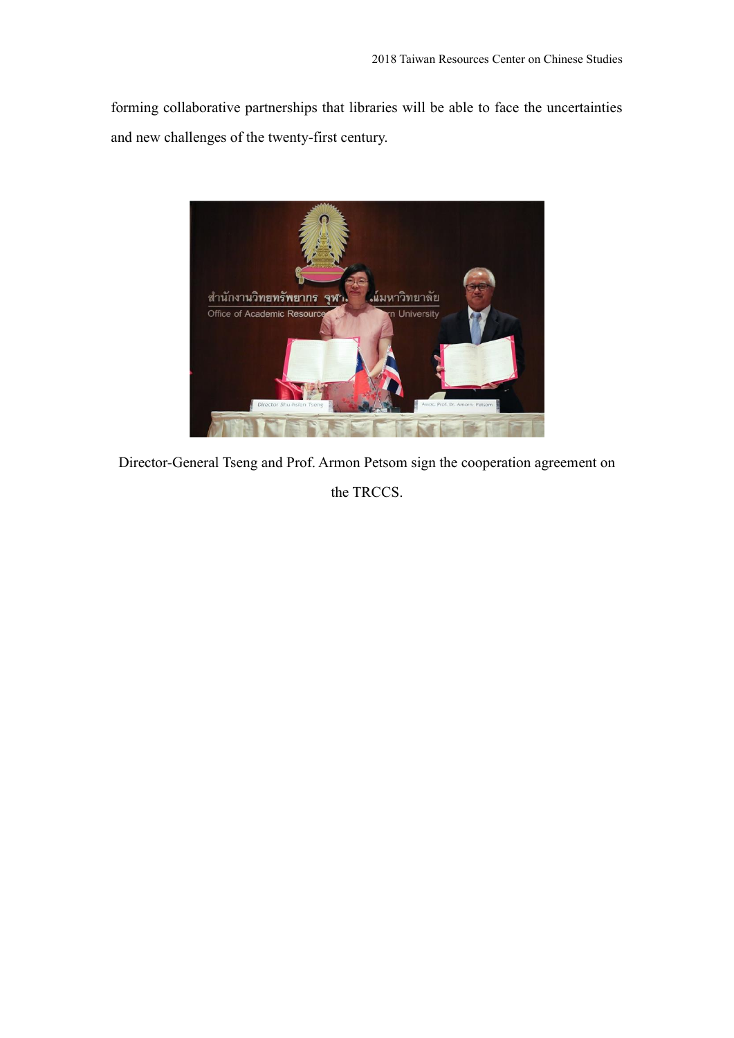forming collaborative partnerships that libraries will be able to face the uncertainties and new challenges of the twenty-first century.

Director-General Tseng and Prof. Armon Petsom sign the cooperation agreement on the TRCCS.